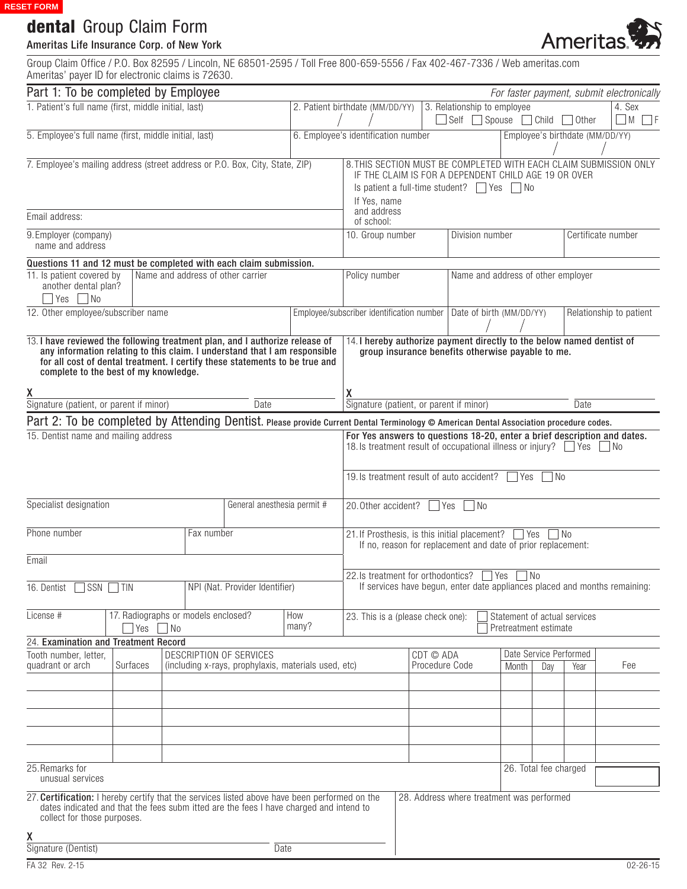RESET FORM

# **dental** Group Claim Form

Ameritas Life Insurance Corp. of New York

Ameritas

Group Claim Office / P.O. Box 82595 / Lincoln, NE 68501-2595 / Toll Free 800-659-5556 / Fax 402-467-7336 / Web ameritas.com
Ameritas' payer ID for electronic claims is 72630.

## Part 1: To be completed by Employee

*For faster payment, submit electronically*

1. Patient's full name (first, middle initial, last)

2. Patient birthdate (MM/DD/YY) / /

3. Relationship to employee ☐ Self ☐ Spouse ☐ Child ☐ Other

4. Sex ☐ M ☐ F

5. Employee's full name (first, middle initial, last)

6. Employee's identification number

Employee's birthdate (MM/DD/YY) / /

7. Employee's mailing address (street address or P.O. Box, City, State, ZIP)

Email address:

8. THIS SECTION MUST BE COMPLETED WITH EACH CLAIM SUBMISSION ONLY IF THE CLAIM IS FOR A DEPENDENT CHILD AGE 19 OR OVER
Is patient a full-time student? ☐ Yes ☐ No
If Yes, name and address of school:

9. Employer (company) name and address

10. Group number | Division number | Certificate number

**Questions 11 and 12 must be completed with each claim submission.**

11. Is patient covered by another dental plan? ☐ Yes ☐ No

Name and address of other carrier | Policy number | Name and address of other employer

12. Other employee/subscriber name | Employee/subscriber identification number | Date of birth (MM/DD/YY) / / | Relationship to patient

13. **I have reviewed the following treatment plan, and I authorize release of any information relating to this claim. I understand that I am responsible for all cost of dental treatment. I certify these statements to be true and complete to the best of my knowledge.**

X
Signature (patient, or parent if minor) Date

14. **I hereby authorize payment directly to the below named dentist of group insurance benefits otherwise payable to me.**

X
Signature (patient, or parent if minor) Date

## Part 2: To be completed by Attending Dentist. Please provide Current Dental Terminology © American Dental Association procedure codes.

15. Dentist name and mailing address

Specialist designation | General anesthesia permit #

Phone number | Fax number

Email

16. Dentist ☐ SSN ☐ TIN | NPI (Nat. Provider Identifier)

License # | 17. Radiographs or models enclosed? ☐ Yes ☐ No | How many?

**For Yes answers to questions 18-20, enter a brief description and dates.**

18. Is treatment result of occupational illness or injury? ☐ Yes ☐ No

19. Is treatment result of auto accident? ☐ Yes ☐ No

20. Other accident? ☐ Yes ☐ No

21. If Prosthesis, is this initial placement? ☐ Yes ☐ No
If no, reason for replacement and date of prior replacement:

22. Is treatment for orthodontics? ☐ Yes ☐ No
If services have begun, enter date appliances placed and months remaining:

23. This is a (please check one): ☐ Statement of actual services ☐ Pretreatment estimate

24. **Examination and Treatment Record**

| Tooth number, letter, quadrant or arch | Surfaces | DESCRIPTION OF SERVICES (including x-rays, prophylaxis, materials used, etc) | CDT © ADA Procedure Code | Date Service Performed | | | Fee |
|---|---|---|---|---|---|---|---|
| | | | | Month | Day | Year | |
| | | | | | | | |
| | | | | | | | |
| | | | | | | | |
| | | | | | | | |
| | | | | | | | |

25. Remarks for unusual services

26. Total fee charged

27. **Certification:** I hereby certify that the services listed above have been performed on the dates indicated and that the fees subm itted are the fees I have charged and intend to collect for those purposes.

X
Signature (Dentist) Date

28. Address where treatment was performed

FA 32 Rev. 2-15 02-26-15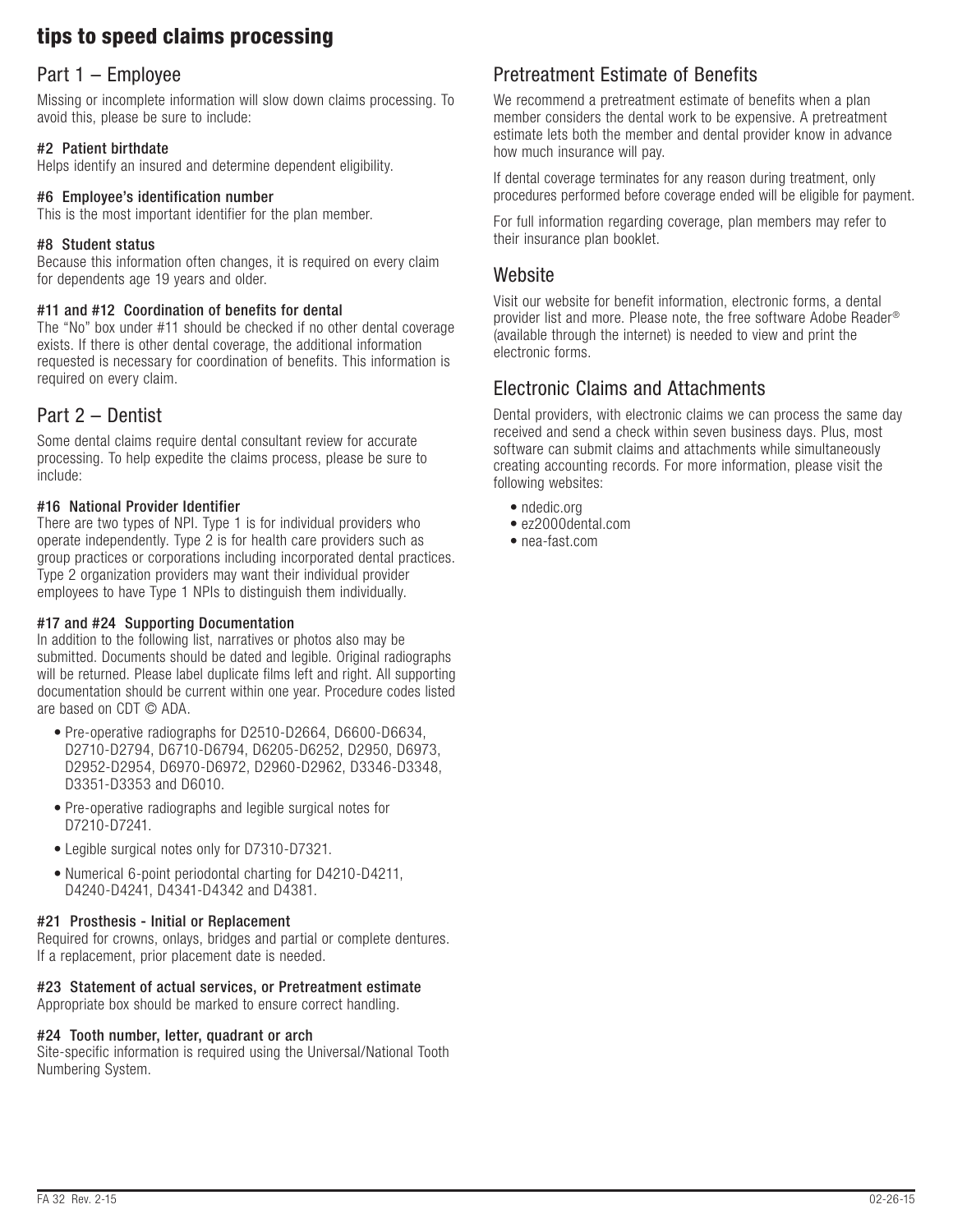# tips to speed claims processing

## Part 1 – Employee

Missing or incomplete information will slow down claims processing. To avoid this, please be sure to include:

**#2 Patient birthdate**
Helps identify an insured and determine dependent eligibility.

**#6 Employee's identification number**
This is the most important identifier for the plan member.

**#8 Student status**
Because this information often changes, it is required on every claim for dependents age 19 years and older.

**#11 and #12 Coordination of benefits for dental**
The "No" box under #11 should be checked if no other dental coverage exists. If there is other dental coverage, the additional information requested is necessary for coordination of benefits. This information is required on every claim.

## Part 2 – Dentist

Some dental claims require dental consultant review for accurate processing. To help expedite the claims process, please be sure to include:

**#16 National Provider Identifier**
There are two types of NPI. Type 1 is for individual providers who operate independently. Type 2 is for health care providers such as group practices or corporations including incorporated dental practices. Type 2 organization providers may want their individual provider employees to have Type 1 NPIs to distinguish them individually.

**#17 and #24 Supporting Documentation**
In addition to the following list, narratives or photos also may be submitted. Documents should be dated and legible. Original radiographs will be returned. Please label duplicate films left and right. All supporting documentation should be current within one year. Procedure codes listed are based on CDT © ADA.

- Pre-operative radiographs for D2510-D2664, D6600-D6634, D2710-D2794, D6710-D6794, D6205-D6252, D2950, D6973, D2952-D2954, D6970-D6972, D2960-D2962, D3346-D3348, D3351-D3353 and D6010.
- Pre-operative radiographs and legible surgical notes for D7210-D7241.
- Legible surgical notes only for D7310-D7321.
- Numerical 6-point periodontal charting for D4210-D4211, D4240-D4241, D4341-D4342 and D4381.

**#21 Prosthesis - Initial or Replacement**
Required for crowns, onlays, bridges and partial or complete dentures. If a replacement, prior placement date is needed.

**#23 Statement of actual services, or Pretreatment estimate**
Appropriate box should be marked to ensure correct handling.

**#24 Tooth number, letter, quadrant or arch**
Site-specific information is required using the Universal/National Tooth Numbering System.

## Pretreatment Estimate of Benefits

We recommend a pretreatment estimate of benefits when a plan member considers the dental work to be expensive. A pretreatment estimate lets both the member and dental provider know in advance how much insurance will pay.

If dental coverage terminates for any reason during treatment, only procedures performed before coverage ended will be eligible for payment.

For full information regarding coverage, plan members may refer to their insurance plan booklet.

## Website

Visit our website for benefit information, electronic forms, a dental provider list and more. Please note, the free software Adobe Reader® (available through the internet) is needed to view and print the electronic forms.

## Electronic Claims and Attachments

Dental providers, with electronic claims we can process the same day received and send a check within seven business days. Plus, most software can submit claims and attachments while simultaneously creating accounting records. For more information, please visit the following websites:

- ndedic.org
- ez2000dental.com
- nea-fast.com

FA 32 Rev. 2-15 02-26-15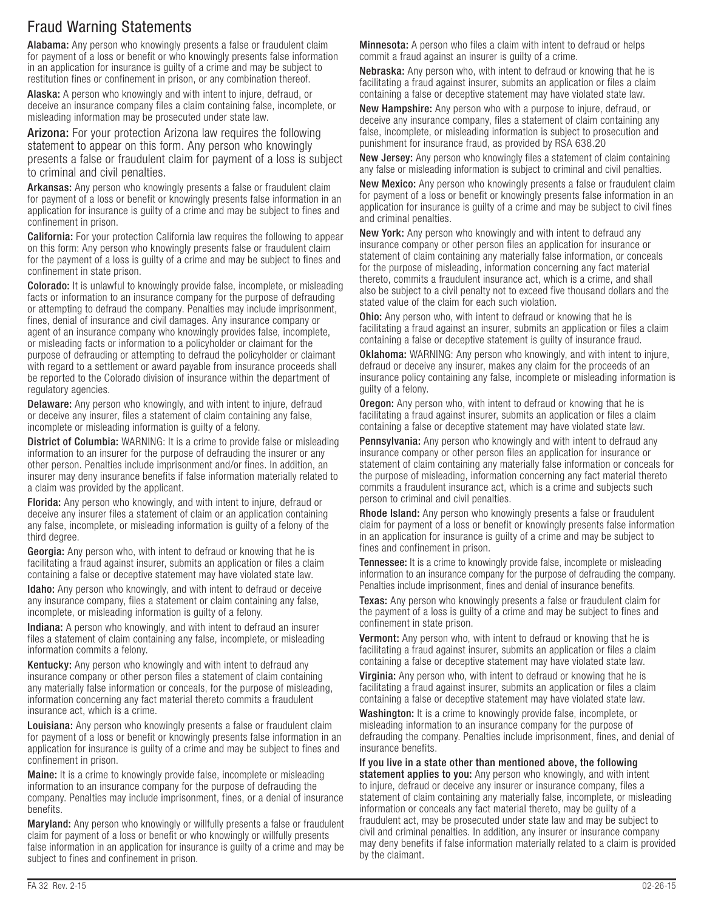# Fraud Warning Statements

**Alabama:** Any person who knowingly presents a false or fraudulent claim for payment of a loss or benefit or who knowingly presents false information in an application for insurance is guilty of a crime and may be subject to restitution fines or confinement in prison, or any combination thereof.

**Alaska:** A person who knowingly and with intent to injure, defraud, or deceive an insurance company files a claim containing false, incomplete, or misleading information may be prosecuted under state law.

**Arizona:** For your protection Arizona law requires the following statement to appear on this form. Any person who knowingly presents a false or fraudulent claim for payment of a loss is subject to criminal and civil penalties.

**Arkansas:** Any person who knowingly presents a false or fraudulent claim for payment of a loss or benefit or knowingly presents false information in an application for insurance is guilty of a crime and may be subject to fines and confinement in prison.

**California:** For your protection California law requires the following to appear on this form: Any person who knowingly presents false or fraudulent claim for the payment of a loss is guilty of a crime and may be subject to fines and confinement in state prison.

**Colorado:** It is unlawful to knowingly provide false, incomplete, or misleading facts or information to an insurance company for the purpose of defrauding or attempting to defraud the company. Penalties may include imprisonment, fines, denial of insurance and civil damages. Any insurance company or agent of an insurance company who knowingly provides false, incomplete, or misleading facts or information to a policyholder or claimant for the purpose of defrauding or attempting to defraud the policyholder or claimant with regard to a settlement or award payable from insurance proceeds shall be reported to the Colorado division of insurance within the department of regulatory agencies.

**Delaware:** Any person who knowingly, and with intent to injure, defraud or deceive any insurer, files a statement of claim containing any false, incomplete or misleading information is guilty of a felony.

**District of Columbia:** WARNING: It is a crime to provide false or misleading information to an insurer for the purpose of defrauding the insurer or any other person. Penalties include imprisonment and/or fines. In addition, an insurer may deny insurance benefits if false information materially related to a claim was provided by the applicant.

**Florida:** Any person who knowingly, and with intent to injure, defraud or deceive any insurer files a statement of claim or an application containing any false, incomplete, or misleading information is guilty of a felony of the third degree.

**Georgia:** Any person who, with intent to defraud or knowing that he is facilitating a fraud against insurer, submits an application or files a claim containing a false or deceptive statement may have violated state law.

**Idaho:** Any person who knowingly, and with intent to defraud or deceive any insurance company, files a statement or claim containing any false, incomplete, or misleading information is guilty of a felony.

**Indiana:** A person who knowingly, and with intent to defraud an insurer files a statement of claim containing any false, incomplete, or misleading information commits a felony.

**Kentucky:** Any person who knowingly and with intent to defraud any insurance company or other person files a statement of claim containing any materially false information or conceals, for the purpose of misleading, information concerning any fact material thereto commits a fraudulent insurance act, which is a crime.

**Louisiana:** Any person who knowingly presents a false or fraudulent claim for payment of a loss or benefit or knowingly presents false information in an application for insurance is guilty of a crime and may be subject to fines and confinement in prison.

**Maine:** It is a crime to knowingly provide false, incomplete or misleading information to an insurance company for the purpose of defrauding the company. Penalties may include imprisonment, fines, or a denial of insurance benefits.

**Maryland:** Any person who knowingly or willfully presents a false or fraudulent claim for payment of a loss or benefit or who knowingly or willfully presents false information in an application for insurance is guilty of a crime and may be subject to fines and confinement in prison.

**Minnesota:** A person who files a claim with intent to defraud or helps commit a fraud against an insurer is guilty of a crime.

**Nebraska:** Any person who, with intent to defraud or knowing that he is facilitating a fraud against insurer, submits an application or files a claim containing a false or deceptive statement may have violated state law.

**New Hampshire:** Any person who with a purpose to injure, defraud, or deceive any insurance company, files a statement of claim containing any false, incomplete, or misleading information is subject to prosecution and punishment for insurance fraud, as provided by RSA 638.20

**New Jersey:** Any person who knowingly files a statement of claim containing any false or misleading information is subject to criminal and civil penalties.

**New Mexico:** Any person who knowingly presents a false or fraudulent claim for payment of a loss or benefit or knowingly presents false information in an application for insurance is guilty of a crime and may be subject to civil fines and criminal penalties.

**New York:** Any person who knowingly and with intent to defraud any insurance company or other person files an application for insurance or statement of claim containing any materially false information, or conceals for the purpose of misleading, information concerning any fact material thereto, commits a fraudulent insurance act, which is a crime, and shall also be subject to a civil penalty not to exceed five thousand dollars and the stated value of the claim for each such violation.

**Ohio:** Any person who, with intent to defraud or knowing that he is facilitating a fraud against an insurer, submits an application or files a claim containing a false or deceptive statement is guilty of insurance fraud.

**Oklahoma:** WARNING: Any person who knowingly, and with intent to injure, defraud or deceive any insurer, makes any claim for the proceeds of an insurance policy containing any false, incomplete or misleading information is guilty of a felony.

**Oregon:** Any person who, with intent to defraud or knowing that he is facilitating a fraud against insurer, submits an application or files a claim containing a false or deceptive statement may have violated state law.

**Pennsylvania:** Any person who knowingly and with intent to defraud any insurance company or other person files an application for insurance or statement of claim containing any materially false information or conceals for the purpose of misleading, information concerning any fact material thereto commits a fraudulent insurance act, which is a crime and subjects such person to criminal and civil penalties.

**Rhode Island:** Any person who knowingly presents a false or fraudulent claim for payment of a loss or benefit or knowingly presents false information in an application for insurance is guilty of a crime and may be subject to fines and confinement in prison.

**Tennessee:** It is a crime to knowingly provide false, incomplete or misleading information to an insurance company for the purpose of defrauding the company. Penalties include imprisonment, fines and denial of insurance benefits.

**Texas:** Any person who knowingly presents a false or fraudulent claim for the payment of a loss is guilty of a crime and may be subject to fines and confinement in state prison.

**Vermont:** Any person who, with intent to defraud or knowing that he is facilitating a fraud against insurer, submits an application or files a claim containing a false or deceptive statement may have violated state law.

**Virginia:** Any person who, with intent to defraud or knowing that he is facilitating a fraud against insurer, submits an application or files a claim containing a false or deceptive statement may have violated state law.

**Washington:** It is a crime to knowingly provide false, incomplete, or misleading information to an insurance company for the purpose of defrauding the company. Penalties include imprisonment, fines, and denial of insurance benefits.

**If you live in a state other than mentioned above, the following statement applies to you:** Any person who knowingly, and with intent to injure, defraud or deceive any insurer or insurance company, files a statement of claim containing any materially false, incomplete, or misleading information or conceals any fact material thereto, may be guilty of a fraudulent act, may be prosecuted under state law and may be subject to civil and criminal penalties. In addition, any insurer or insurance company may deny benefits if false information materially related to a claim is provided by the claimant.

FA 32 Rev. 2-15 02-26-15